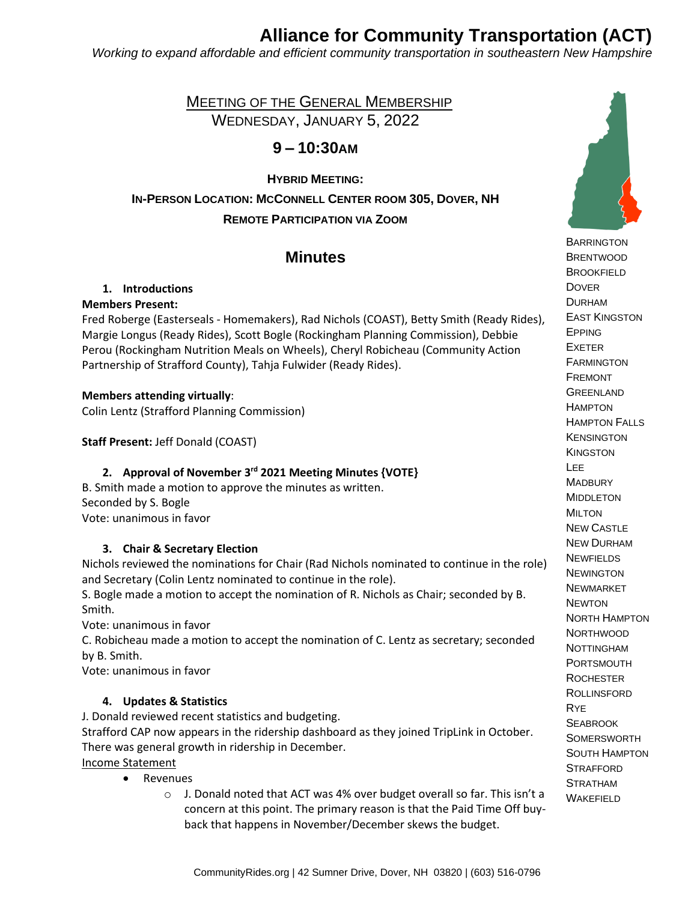# Alliance for Community Transportation (ACT)

*Working to expand affordable and efficient community transportation in southeastern New Hampshire*

MEETING OF THE GENERAL MEMBERSHIP
WEDNESDAY, JANUARY 5, 2022

**9 – 10:30AM**

**HYBRID MEETING:**
**IN-PERSON LOCATION: MCCONNELL CENTER ROOM 305, DOVER, NH**
**REMOTE PARTICIPATION VIA ZOOM**

BARRINGTON
BRENTWOOD
BROOKFIELD
DOVER
DURHAM
EAST KINGSTON
EPPING
EXETER
FARMINGTON
FREMONT
GREENLAND
HAMPTON
HAMPTON FALLS
KENSINGTON
KINGSTON
LEE
MADBURY
MIDDLETON
MILTON
NEW CASTLE
NEW DURHAM
NEWFIELDS
NEWINGTON
NEWMARKET
NEWTON
NORTH HAMPTON
NORTHWOOD
NOTTINGHAM
PORTSMOUTH
ROCHESTER
ROLLINSFORD
RYE
SEABROOK
SOMERSWORTH
SOUTH HAMPTON
STRAFFORD
STRATHAM
WAKEFIELD

## Minutes

### 1. Introductions

**Members Present:**
Fred Roberge (Easterseals - Homemakers), Rad Nichols (COAST), Betty Smith (Ready Rides), Margie Longus (Ready Rides), Scott Bogle (Rockingham Planning Commission), Debbie Perou (Rockingham Nutrition Meals on Wheels), Cheryl Robicheau (Community Action Partnership of Strafford County), Tahja Fulwider (Ready Rides).

**Members attending virtually**:
Colin Lentz (Strafford Planning Commission)

**Staff Present:** Jeff Donald (COAST)

### 2. Approval of November 3rd 2021 Meeting Minutes {VOTE}

B. Smith made a motion to approve the minutes as written.
Seconded by S. Bogle
Vote: unanimous in favor

### 3. Chair & Secretary Election

Nichols reviewed the nominations for Chair (Rad Nichols nominated to continue in the role) and Secretary (Colin Lentz nominated to continue in the role).
S. Bogle made a motion to accept the nomination of R. Nichols as Chair; seconded by B. Smith.
Vote: unanimous in favor
C. Robicheau made a motion to accept the nomination of C. Lentz as secretary; seconded by B. Smith.
Vote: unanimous in favor

### 4. Updates & Statistics

J. Donald reviewed recent statistics and budgeting.
Strafford CAP now appears in the ridership dashboard as they joined TripLink in October.
There was general growth in ridership in December.
Income Statement

- Revenues
  - J. Donald noted that ACT was 4% over budget overall so far. This isn't a concern at this point. The primary reason is that the Paid Time Off buy-back that happens in November/December skews the budget.

CommunityRides.org | 42 Sumner Drive, Dover, NH 03820 | (603) 516-0796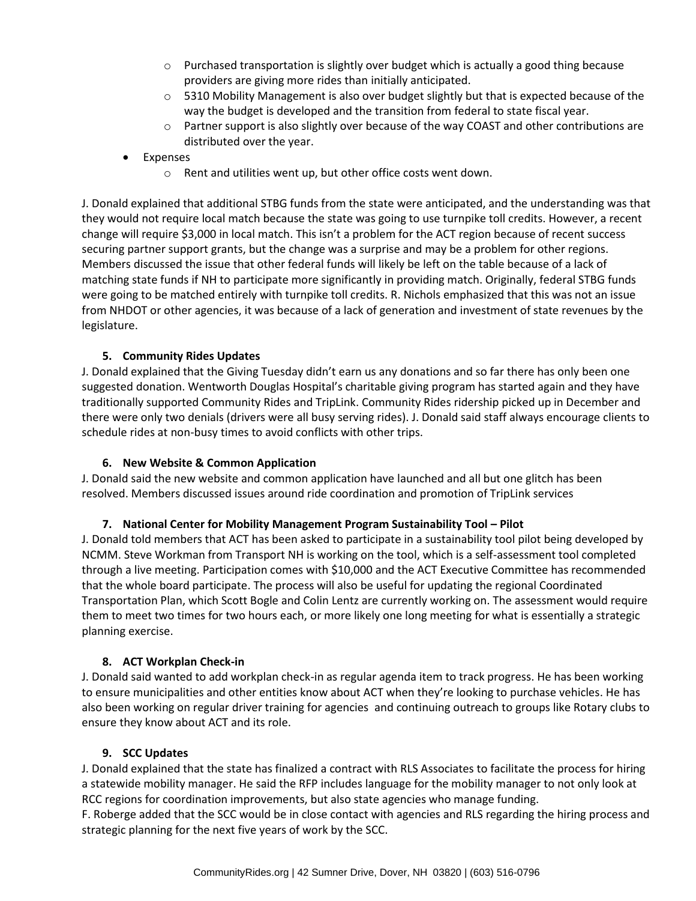- Purchased transportation is slightly over budget which is actually a good thing because providers are giving more rides than initially anticipated.
  - 5310 Mobility Management is also over budget slightly but that is expected because of the way the budget is developed and the transition from federal to state fiscal year.
  - Partner support is also slightly over because of the way COAST and other contributions are distributed over the year.
- Expenses
  - Rent and utilities went up, but other office costs went down.

J. Donald explained that additional STBG funds from the state were anticipated, and the understanding was that they would not require local match because the state was going to use turnpike toll credits. However, a recent change will require $3,000 in local match. This isn't a problem for the ACT region because of recent success securing partner support grants, but the change was a surprise and may be a problem for other regions. Members discussed the issue that other federal funds will likely be left on the table because of a lack of matching state funds if NH to participate more significantly in providing match. Originally, federal STBG funds were going to be matched entirely with turnpike toll credits. R. Nichols emphasized that this was not an issue from NHDOT or other agencies, it was because of a lack of generation and investment of state revenues by the legislature.

**5. Community Rides Updates**

J. Donald explained that the Giving Tuesday didn't earn us any donations and so far there has only been one suggested donation. Wentworth Douglas Hospital's charitable giving program has started again and they have traditionally supported Community Rides and TripLink. Community Rides ridership picked up in December and there were only two denials (drivers were all busy serving rides). J. Donald said staff always encourage clients to schedule rides at non-busy times to avoid conflicts with other trips.

**6. New Website & Common Application**

J. Donald said the new website and common application have launched and all but one glitch has been resolved. Members discussed issues around ride coordination and promotion of TripLink services

**7. National Center for Mobility Management Program Sustainability Tool – Pilot**

J. Donald told members that ACT has been asked to participate in a sustainability tool pilot being developed by NCMM. Steve Workman from Transport NH is working on the tool, which is a self-assessment tool completed through a live meeting. Participation comes with $10,000 and the ACT Executive Committee has recommended that the whole board participate. The process will also be useful for updating the regional Coordinated Transportation Plan, which Scott Bogle and Colin Lentz are currently working on. The assessment would require them to meet two times for two hours each, or more likely one long meeting for what is essentially a strategic planning exercise.

**8. ACT Workplan Check-in**

J. Donald said wanted to add workplan check-in as regular agenda item to track progress. He has been working to ensure municipalities and other entities know about ACT when they're looking to purchase vehicles. He has also been working on regular driver training for agencies and continuing outreach to groups like Rotary clubs to ensure they know about ACT and its role.

**9. SCC Updates**

J. Donald explained that the state has finalized a contract with RLS Associates to facilitate the process for hiring a statewide mobility manager. He said the RFP includes language for the mobility manager to not only look at RCC regions for coordination improvements, but also state agencies who manage funding.

F. Roberge added that the SCC would be in close contact with agencies and RLS regarding the hiring process and strategic planning for the next five years of work by the SCC.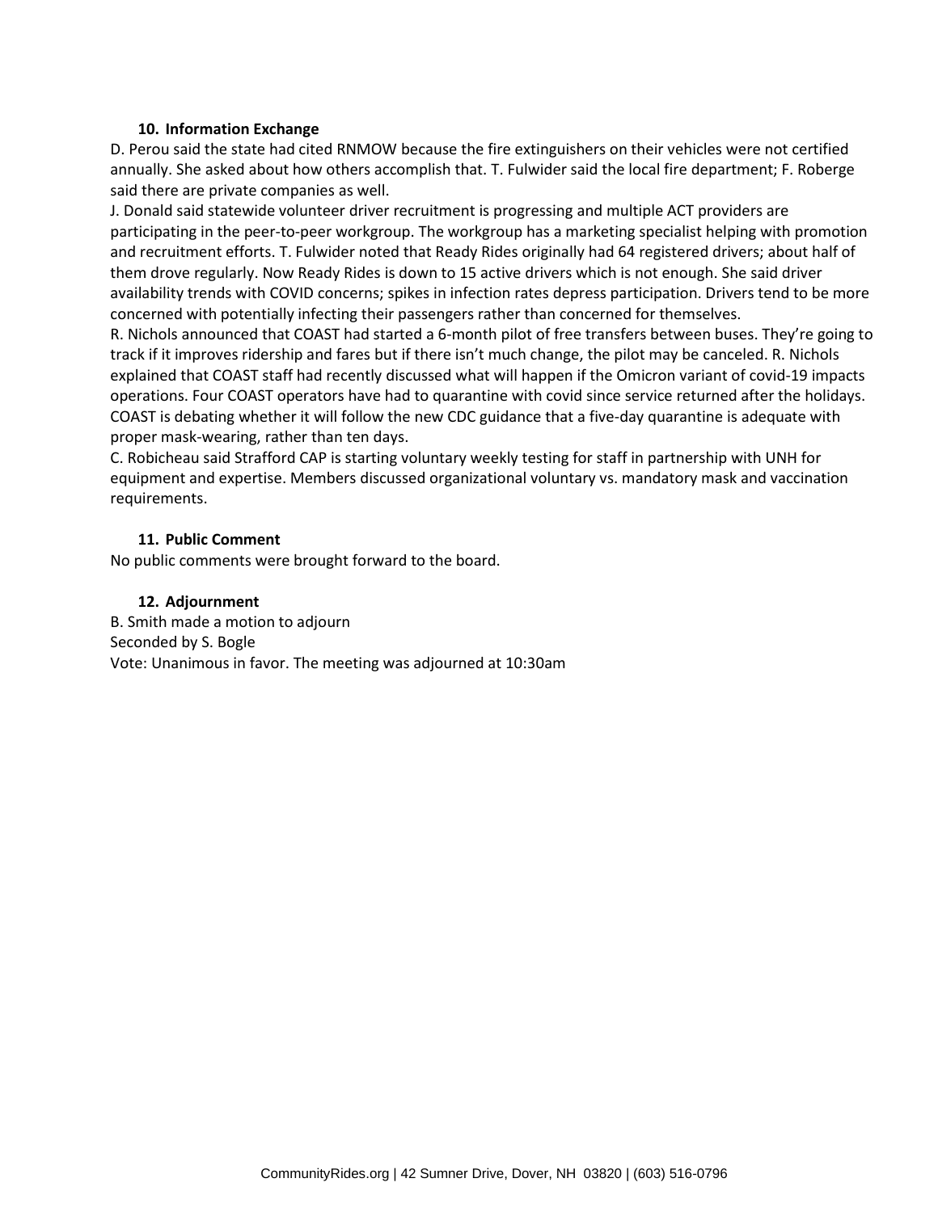### 10. Information Exchange

D. Perou said the state had cited RNMOW because the fire extinguishers on their vehicles were not certified annually. She asked about how others accomplish that. T. Fulwider said the local fire department; F. Roberge said there are private companies as well.

J. Donald said statewide volunteer driver recruitment is progressing and multiple ACT providers are participating in the peer-to-peer workgroup. The workgroup has a marketing specialist helping with promotion and recruitment efforts. T. Fulwider noted that Ready Rides originally had 64 registered drivers; about half of them drove regularly. Now Ready Rides is down to 15 active drivers which is not enough. She said driver availability trends with COVID concerns; spikes in infection rates depress participation. Drivers tend to be more concerned with potentially infecting their passengers rather than concerned for themselves.

R. Nichols announced that COAST had started a 6-month pilot of free transfers between buses. They're going to track if it improves ridership and fares but if there isn't much change, the pilot may be canceled. R. Nichols explained that COAST staff had recently discussed what will happen if the Omicron variant of covid-19 impacts operations. Four COAST operators have had to quarantine with covid since service returned after the holidays. COAST is debating whether it will follow the new CDC guidance that a five-day quarantine is adequate with proper mask-wearing, rather than ten days.

C. Robicheau said Strafford CAP is starting voluntary weekly testing for staff in partnership with UNH for equipment and expertise. Members discussed organizational voluntary vs. mandatory mask and vaccination requirements.

### 11. Public Comment

No public comments were brought forward to the board.

### 12. Adjournment

B. Smith made a motion to adjourn
Seconded by S. Bogle
Vote: Unanimous in favor. The meeting was adjourned at 10:30am

CommunityRides.org | 42 Sumner Drive, Dover, NH 03820 | (603) 516-0796